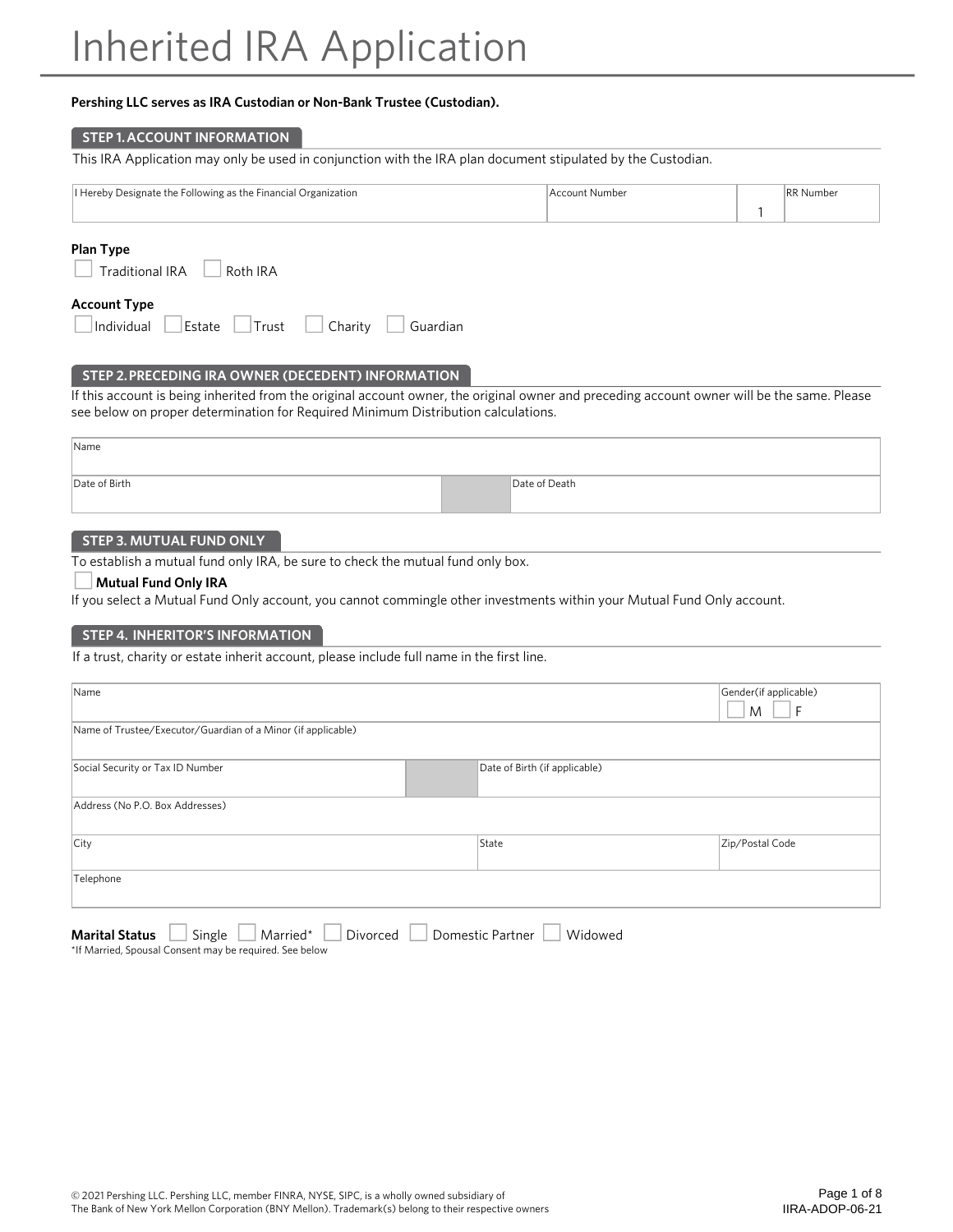# Inherited IRA Application

**Pershing LLC serves as IRA Custodian or Non-Bank Trustee (Custodian).**

## STEP 1. ACCOUNT INFORMATION

This IRA Application may only be used in conjunction with the IRA plan document stipulated by the Custodian.

| I Hereby Designate the Following as the Financial Organization | Account Number | | RR Number |
|---|---|---|---|
| | | 1 | |

**Plan Type**

☐ Traditional IRA ☐ Roth IRA

**Account Type**

☐ Individual ☐ Estate ☐ Trust ☐ Charity ☐ Guardian

## STEP 2. PRECEDING IRA OWNER (DECEDENT) INFORMATION

If this account is being inherited from the original account owner, the original owner and preceding account owner will be the same. Please see below on proper determination for Required Minimum Distribution calculations.

| Name | | |
|---|---|---|
| Date of Birth | | Date of Death |

## STEP 3. MUTUAL FUND ONLY

To establish a mutual fund only IRA, be sure to check the mutual fund only box.

☐ **Mutual Fund Only IRA**

If you select a Mutual Fund Only account, you cannot commingle other investments within your Mutual Fund Only account.

## STEP 4. INHERITOR'S INFORMATION

If a trust, charity or estate inherit account, please include full name in the first line.

| Name | | | Gender(if applicable) ☐ M ☐ F |
|---|---|---|---|
| Name of Trustee/Executor/Guardian of a Minor (if applicable) | | | |
| Social Security or Tax ID Number | | Date of Birth (if applicable) | |
| Address (No P.O. Box Addresses) | | | |
| City | | State | Zip/Postal Code |
| Telephone | | | |

**Marital Status** ☐ Single ☐ Married* ☐ Divorced ☐ Domestic Partner ☐ Widowed

*If Married, Spousal Consent may be required. See below

© 2021 Pershing LLC. Pershing LLC, member FINRA, NYSE, SIPC, is a wholly owned subsidiary of The Bank of New York Mellon Corporation (BNY Mellon). Trademark(s) belong to their respective owners

IIRA-ADOP-06-21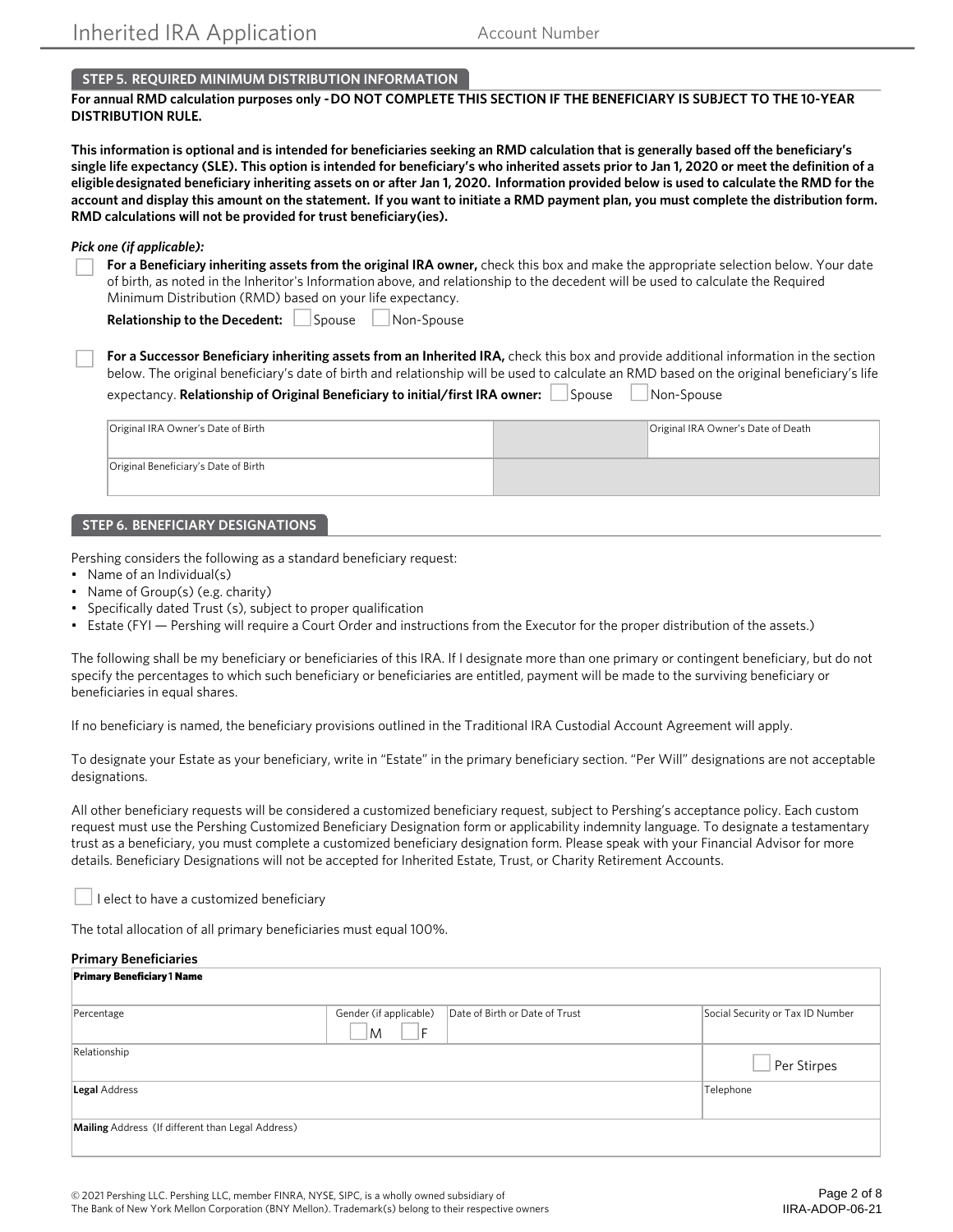## STEP 5. REQUIRED MINIMUM DISTRIBUTION INFORMATION

**For annual RMD calculation purposes only - DO NOT COMPLETE THIS SECTION IF THE BENEFICIARY IS SUBJECT TO THE 10-YEAR DISTRIBUTION RULE.**

**This information is optional and is intended for beneficiaries seeking an RMD calculation that is generally based off the beneficiary's single life expectancy (SLE). This option is intended for beneficiary's who inherited assets prior to Jan 1, 2020 or meet the definition of a eligible designated beneficiary inheriting assets on or after Jan 1, 2020. Information provided below is used to calculate the RMD for the account and display this amount on the statement. If you want to initiate a RMD payment plan, you must complete the distribution form. RMD calculations will not be provided for trust beneficiary(ies).**

***Pick one (if applicable):***

☐ **For a Beneficiary inheriting assets from the original IRA owner,** check this box and make the appropriate selection below. Your date of birth, as noted in the Inheritor's Information above, and relationship to the decedent will be used to calculate the Required Minimum Distribution (RMD) based on your life expectancy.

**Relationship to the Decedent:** ☐ Spouse ☐ Non-Spouse

☐ **For a Successor Beneficiary inheriting assets from an Inherited IRA,** check this box and provide additional information in the section below. The original beneficiary's date of birth and relationship will be used to calculate an RMD based on the original beneficiary's life expectancy. **Relationship of Original Beneficiary to initial/first IRA owner:** ☐ Spouse ☐ Non-Spouse

| Original IRA Owner's Date of Birth | | Original IRA Owner's Date of Death |
|---|---|---|
| Original Beneficiary's Date of Birth | | |

## STEP 6. BENEFICIARY DESIGNATIONS

Pershing considers the following as a standard beneficiary request:

- Name of an Individual(s)
- Name of Group(s) (e.g. charity)
- Specifically dated Trust (s), subject to proper qualification
- Estate (FYI — Pershing will require a Court Order and instructions from the Executor for the proper distribution of the assets.)

The following shall be my beneficiary or beneficiaries of this IRA. If I designate more than one primary or contingent beneficiary, but do not specify the percentages to which such beneficiary or beneficiaries are entitled, payment will be made to the surviving beneficiary or beneficiaries in equal shares.

If no beneficiary is named, the beneficiary provisions outlined in the Traditional IRA Custodial Account Agreement will apply.

To designate your Estate as your beneficiary, write in "Estate" in the primary beneficiary section. "Per Will" designations are not acceptable designations.

All other beneficiary requests will be considered a customized beneficiary request, subject to Pershing's acceptance policy. Each custom request must use the Pershing Customized Beneficiary Designation form or applicability indemnity language. To designate a testamentary trust as a beneficiary, you must complete a customized beneficiary designation form. Please speak with your Financial Advisor for more details. Beneficiary Designations will not be accepted for Inherited Estate, Trust, or Charity Retirement Accounts.

☐ I elect to have a customized beneficiary

The total allocation of all primary beneficiaries must equal 100%.

**Primary Beneficiaries**

| **Primary Beneficiary 1 Name** | | | |
|---|---|---|---|
| Percentage | Gender (if applicable) ☐ M ☐ F | Date of Birth or Date of Trust | Social Security or Tax ID Number |
| Relationship | | | ☐ Per Stirpes |
| **Legal** Address | | | Telephone |
| **Mailing** Address (If different than Legal Address) | | | |

© 2021 Pershing LLC. Pershing LLC, member FINRA, NYSE, SIPC, is a wholly owned subsidiary of The Bank of New York Mellon Corporation (BNY Mellon). Trademark(s) belong to their respective owners

IIRA-ADOP-06-21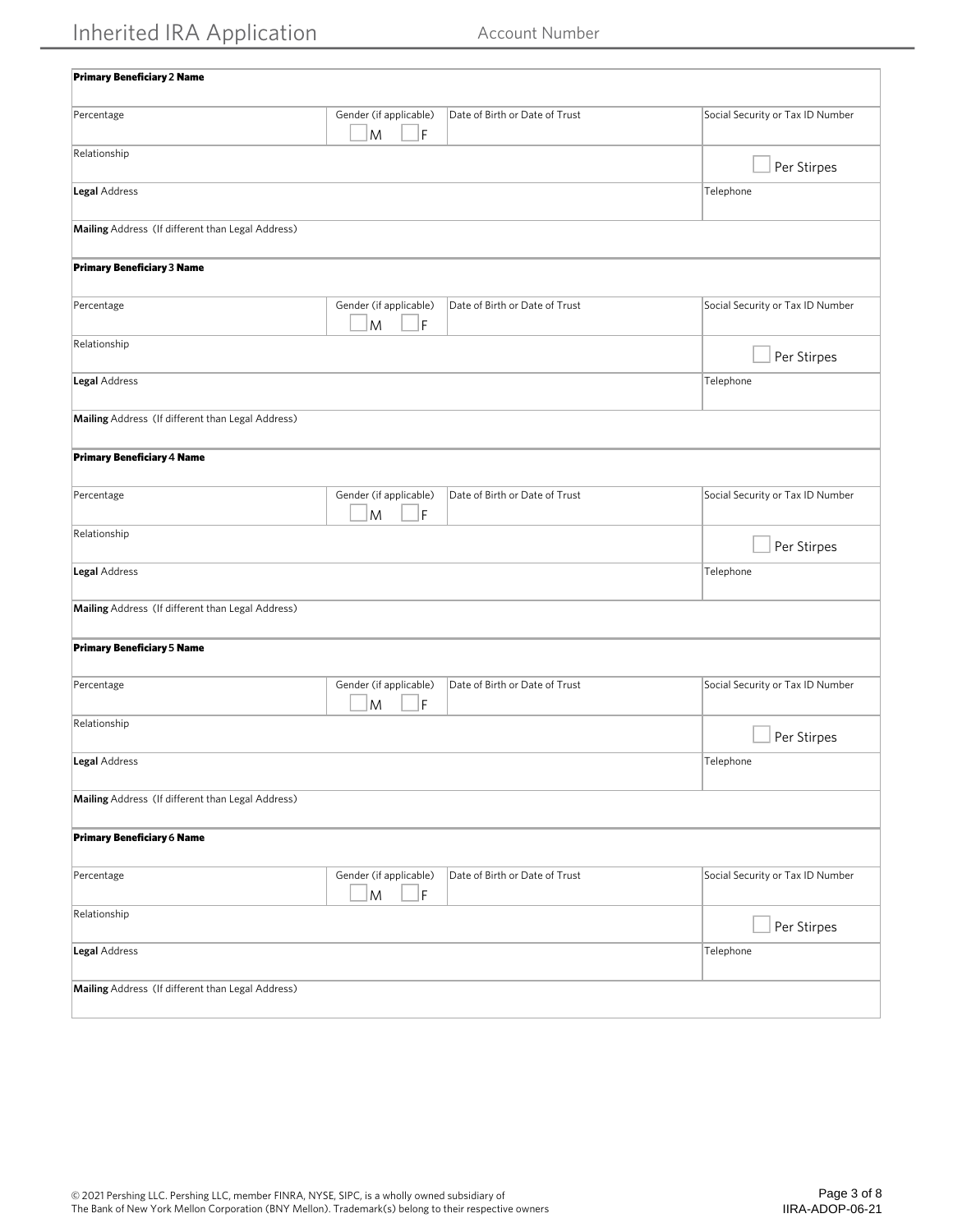# Inherited IRA Application

Account Number

**Primary Beneficiary 2 Name**

| Percentage | Gender (if applicable) ☐ M ☐ F | Date of Birth or Date of Trust | Social Security or Tax ID Number |
|---|---|---|---|
| Relationship | | | ☐ Per Stirpes |
| **Legal** Address | | | Telephone |
| **Mailing** Address (If different than Legal Address) | | | |

**Primary Beneficiary 3 Name**

| Percentage | Gender (if applicable) ☐ M ☐ F | Date of Birth or Date of Trust | Social Security or Tax ID Number |
|---|---|---|---|
| Relationship | | | ☐ Per Stirpes |
| **Legal** Address | | | Telephone |
| **Mailing** Address (If different than Legal Address) | | | |

**Primary Beneficiary 4 Name**

| Percentage | Gender (if applicable) ☐ M ☐ F | Date of Birth or Date of Trust | Social Security or Tax ID Number |
|---|---|---|---|
| Relationship | | | ☐ Per Stirpes |
| **Legal** Address | | | Telephone |
| **Mailing** Address (If different than Legal Address) | | | |

**Primary Beneficiary 5 Name**

| Percentage | Gender (if applicable) ☐ M ☐ F | Date of Birth or Date of Trust | Social Security or Tax ID Number |
|---|---|---|---|
| Relationship | | | ☐ Per Stirpes |
| **Legal** Address | | | Telephone |
| **Mailing** Address (If different than Legal Address) | | | |

**Primary Beneficiary 6 Name**

| Percentage | Gender (if applicable) ☐ M ☐ F | Date of Birth or Date of Trust | Social Security or Tax ID Number |
|---|---|---|---|
| Relationship | | | ☐ Per Stirpes |
| **Legal** Address | | | Telephone |
| **Mailing** Address (If different than Legal Address) | | | |

© 2021 Pershing LLC. Pershing LLC, member FINRA, NYSE, SIPC, is a wholly owned subsidiary of The Bank of New York Mellon Corporation (BNY Mellon). Trademark(s) belong to their respective owners

IIRA-ADOP-06-21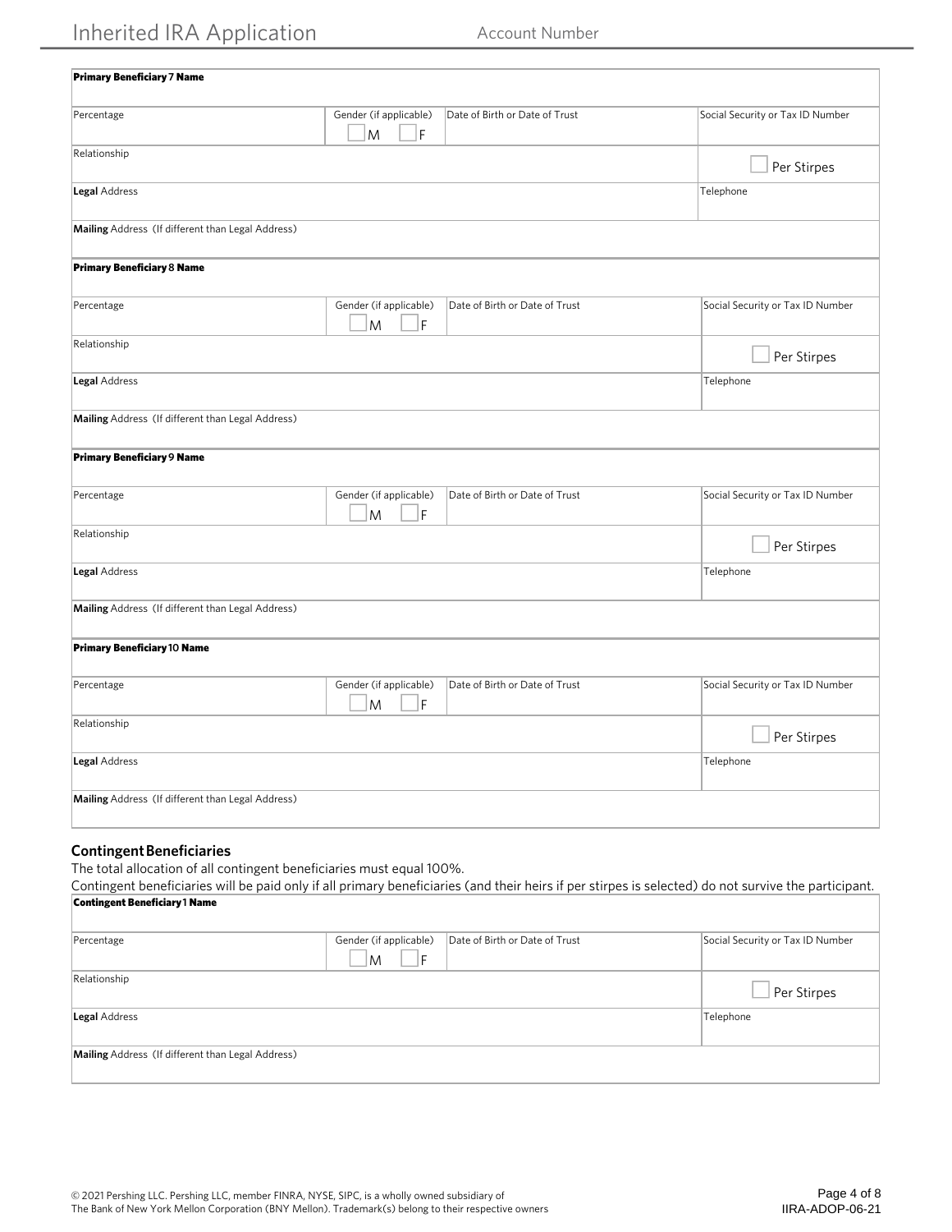| **Primary Beneficiary 7 Name** | | | |
|---|---|---|---|
| Percentage | Gender (if applicable) ☐ M ☐ F | Date of Birth or Date of Trust | Social Security or Tax ID Number |
| Relationship | | | ☐ Per Stirpes |
| **Legal** Address | | | Telephone |
| **Mailing** Address (If different than Legal Address) | | | |

| **Primary Beneficiary 8 Name** | | | |
|---|---|---|---|
| Percentage | Gender (if applicable) ☐ M ☐ F | Date of Birth or Date of Trust | Social Security or Tax ID Number |
| Relationship | | | ☐ Per Stirpes |
| **Legal** Address | | | Telephone |
| **Mailing** Address (If different than Legal Address) | | | |

| **Primary Beneficiary 9 Name** | | | |
|---|---|---|---|
| Percentage | Gender (if applicable) ☐ M ☐ F | Date of Birth or Date of Trust | Social Security or Tax ID Number |
| Relationship | | | ☐ Per Stirpes |
| **Legal** Address | | | Telephone |
| **Mailing** Address (If different than Legal Address) | | | |

| **Primary Beneficiary 10 Name** | | | |
|---|---|---|---|
| Percentage | Gender (if applicable) ☐ M ☐ F | Date of Birth or Date of Trust | Social Security or Tax ID Number |
| Relationship | | | ☐ Per Stirpes |
| **Legal** Address | | | Telephone |
| **Mailing** Address (If different than Legal Address) | | | |

## Contingent Beneficiaries

The total allocation of all contingent beneficiaries must equal 100%.

Contingent beneficiaries will be paid only if all primary beneficiaries (and their heirs if per stirpes is selected) do not survive the participant.

| **Contingent Beneficiary 1 Name** | | | |
|---|---|---|---|
| Percentage | Gender (if applicable) ☐ M ☐ F | Date of Birth or Date of Trust | Social Security or Tax ID Number |
| Relationship | | | ☐ Per Stirpes |
| **Legal** Address | | | Telephone |
| **Mailing** Address (If different than Legal Address) | | | |

© 2021 Pershing LLC. Pershing LLC, member FINRA, NYSE, SIPC, is a wholly owned subsidiary of The Bank of New York Mellon Corporation (BNY Mellon). Trademark(s) belong to their respective owners

IIRA-ADOP-06-21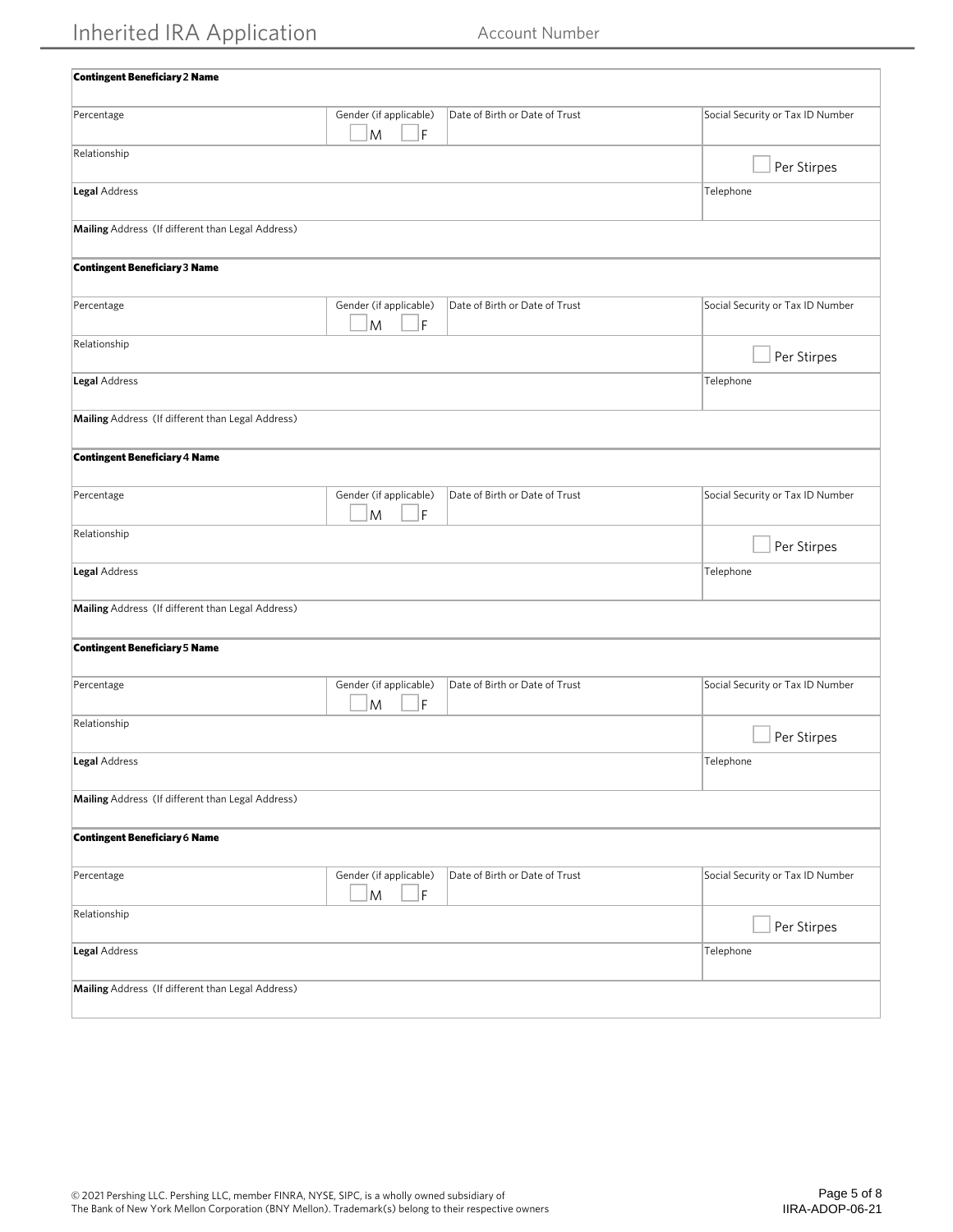# Inherited IRA Application

Account Number

**Contingent Beneficiary 2 Name**

| Percentage | Gender (if applicable) ☐ M ☐ F | Date of Birth or Date of Trust | Social Security or Tax ID Number |
|---|---|---|---|
| Relationship | | | ☐ Per Stirpes |
| **Legal** Address | | | Telephone |
| **Mailing** Address (If different than Legal Address) | | | |

**Contingent Beneficiary 3 Name**

| Percentage | Gender (if applicable) ☐ M ☐ F | Date of Birth or Date of Trust | Social Security or Tax ID Number |
|---|---|---|---|
| Relationship | | | ☐ Per Stirpes |
| **Legal** Address | | | Telephone |
| **Mailing** Address (If different than Legal Address) | | | |

**Contingent Beneficiary 4 Name**

| Percentage | Gender (if applicable) ☐ M ☐ F | Date of Birth or Date of Trust | Social Security or Tax ID Number |
|---|---|---|---|
| Relationship | | | ☐ Per Stirpes |
| **Legal** Address | | | Telephone |
| **Mailing** Address (If different than Legal Address) | | | |

**Contingent Beneficiary 5 Name**

| Percentage | Gender (if applicable) ☐ M ☐ F | Date of Birth or Date of Trust | Social Security or Tax ID Number |
|---|---|---|---|
| Relationship | | | ☐ Per Stirpes |
| **Legal** Address | | | Telephone |
| **Mailing** Address (If different than Legal Address) | | | |

**Contingent Beneficiary 6 Name**

| Percentage | Gender (if applicable) ☐ M ☐ F | Date of Birth or Date of Trust | Social Security or Tax ID Number |
|---|---|---|---|
| Relationship | | | ☐ Per Stirpes |
| **Legal** Address | | | Telephone |
| **Mailing** Address (If different than Legal Address) | | | |

© 2021 Pershing LLC. Pershing LLC, member FINRA, NYSE, SIPC, is a wholly owned subsidiary of The Bank of New York Mellon Corporation (BNY Mellon). Trademark(s) belong to their respective owners

IIRA-ADOP-06-21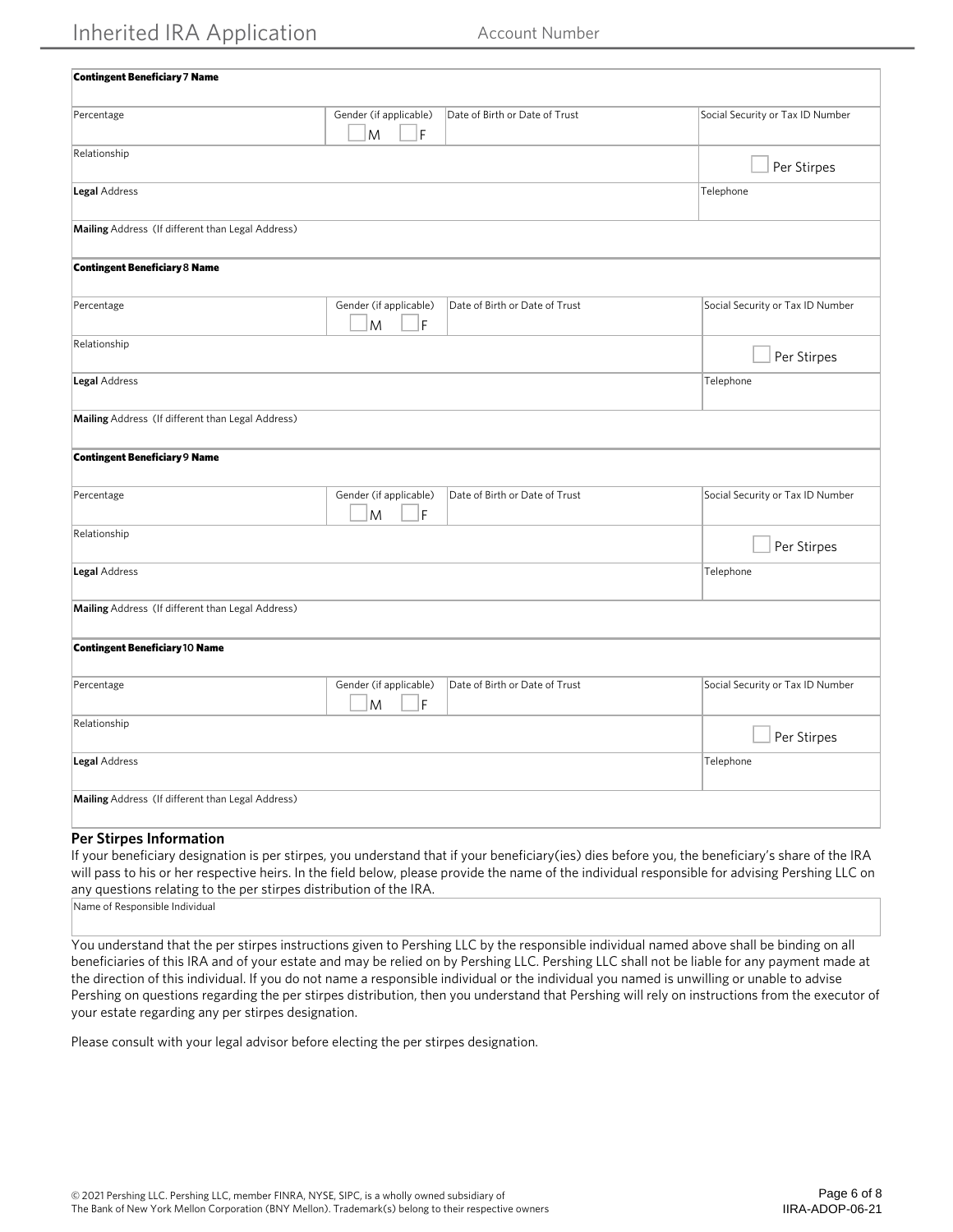**Contingent Beneficiary 7 Name**

| Percentage | Gender (if applicable) ☐ M ☐ F | Date of Birth or Date of Trust | Social Security or Tax ID Number |
|---|---|---|---|
| Relationship | | | ☐ Per Stirpes |
| **Legal** Address | | | Telephone |
| **Mailing** Address (If different than Legal Address) | | | |

**Contingent Beneficiary 8 Name**

| Percentage | Gender (if applicable) ☐ M ☐ F | Date of Birth or Date of Trust | Social Security or Tax ID Number |
|---|---|---|---|
| Relationship | | | ☐ Per Stirpes |
| **Legal** Address | | | Telephone |
| **Mailing** Address (If different than Legal Address) | | | |

**Contingent Beneficiary 9 Name**

| Percentage | Gender (if applicable) ☐ M ☐ F | Date of Birth or Date of Trust | Social Security or Tax ID Number |
|---|---|---|---|
| Relationship | | | ☐ Per Stirpes |
| **Legal** Address | | | Telephone |
| **Mailing** Address (If different than Legal Address) | | | |

**Contingent Beneficiary 10 Name**

| Percentage | Gender (if applicable) ☐ M ☐ F | Date of Birth or Date of Trust | Social Security or Tax ID Number |
|---|---|---|---|
| Relationship | | | ☐ Per Stirpes |
| **Legal** Address | | | Telephone |
| **Mailing** Address (If different than Legal Address) | | | |

## Per Stirpes Information

If your beneficiary designation is per stirpes, you understand that if your beneficiary(ies) dies before you, the beneficiary's share of the IRA will pass to his or her respective heirs. In the field below, please provide the name of the individual responsible for advising Pershing LLC on any questions relating to the per stirpes distribution of the IRA.

Name of Responsible Individual

You understand that the per stirpes instructions given to Pershing LLC by the responsible individual named above shall be binding on all beneficiaries of this IRA and of your estate and may be relied on by Pershing LLC. Pershing LLC shall not be liable for any payment made at the direction of this individual. If you do not name a responsible individual or the individual you named is unwilling or unable to advise Pershing on questions regarding the per stirpes distribution, then you understand that Pershing will rely on instructions from the executor of your estate regarding any per stirpes designation.

Please consult with your legal advisor before electing the per stirpes designation.

© 2021 Pershing LLC. Pershing LLC, member FINRA, NYSE, SIPC, is a wholly owned subsidiary of The Bank of New York Mellon Corporation (BNY Mellon). Trademark(s) belong to their respective owners

IIRA-ADOP-06-21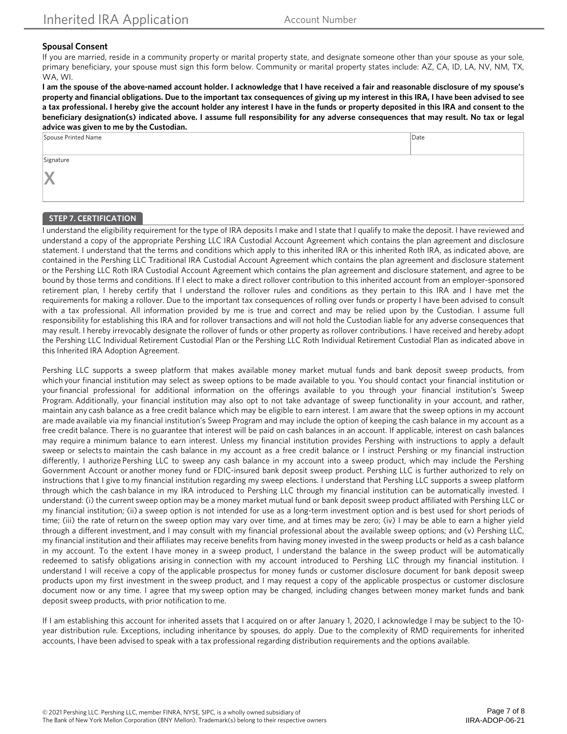### Spousal Consent

If you are married, reside in a community property or marital property state, and designate someone other than your spouse as your sole, primary beneficiary, your spouse must sign this form below. Community or marital property states include: AZ, CA, ID, LA, NV, NM, TX, WA, WI.

**I am the spouse of the above-named account holder. I acknowledge that I have received a fair and reasonable disclosure of my spouse's property and financial obligations. Due to the important tax consequences of giving up my interest in this IRA, I have been advised to see a tax professional. I hereby give the account holder any interest I have in the funds or property deposited in this IRA and consent to the beneficiary designation(s) indicated above. I assume full responsibility for any adverse consequences that may result. No tax or legal advice was given to me by the Custodian.**

| Spouse Printed Name | Date |
|---|---|
| | |

| Signature |
|---|
| X |

## STEP 7. CERTIFICATION

I understand the eligibility requirement for the type of IRA deposits I make and I state that I qualify to make the deposit. I have reviewed and understand a copy of the appropriate Pershing LLC IRA Custodial Account Agreement which contains the plan agreement and disclosure statement. I understand that the terms and conditions which apply to this inherited IRA or this inherited Roth IRA, as indicated above, are contained in the Pershing LLC Traditional IRA Custodial Account Agreement which contains the plan agreement and disclosure statement or the Pershing LLC Roth IRA Custodial Account Agreement which contains the plan agreement and disclosure statement, and agree to be bound by those terms and conditions. If I elect to make a direct rollover contribution to this inherited account from an employer-sponsored retirement plan, I hereby certify that I understand the rollover rules and conditions as they pertain to this IRA and I have met the requirements for making a rollover. Due to the important tax consequences of rolling over funds or property I have been advised to consult with a tax professional. All information provided by me is true and correct and may be relied upon by the Custodian. I assume full responsibility for establishing this IRA and for rollover transactions and will not hold the Custodian liable for any adverse consequences that may result. I hereby irrevocably designate the rollover of funds or other property as rollover contributions. I have received and hereby adopt the Pershing LLC Individual Retirement Custodial Plan or the Pershing LLC Roth Individual Retirement Custodial Plan as indicated above in this Inherited IRA Adoption Agreement.

Pershing LLC supports a sweep platform that makes available money market mutual funds and bank deposit sweep products, from which your financial institution may select as sweep options to be made available to you. You should contact your financial institution or your financial professional for additional information on the offerings available to you through your financial institution's Sweep Program. Additionally, your financial institution may also opt to not take advantage of sweep functionality in your account, and rather, maintain any cash balance as a free credit balance which may be eligible to earn interest. I am aware that the sweep options in my account are made available via my financial institution's Sweep Program and may include the option of keeping the cash balance in my account as a free credit balance. There is no guarantee that interest will be paid on cash balances in an account. If applicable, interest on cash balances may require a minimum balance to earn interest. Unless my financial institution provides Pershing with instructions to apply a default sweep or selects to maintain the cash balance in my account as a free credit balance or I instruct Pershing or my financial instruction differently, I authorize Pershing LLC to sweep any cash balance in my account into a sweep product, which may include the Pershing Government Account or another money fund or FDIC-insured bank deposit sweep product. Pershing LLC is further authorized to rely on instructions that I give to my financial institution regarding my sweep elections. I understand that Pershing LLC supports a sweep platform through which the cash balance in my IRA introduced to Pershing LLC through my financial institution can be automatically invested. I understand: (i) the current sweep option may be a money market mutual fund or bank deposit sweep product affiliated with Pershing LLC or my financial institution; (ii) a sweep option is not intended for use as a long-term investment option and is best used for short periods of time; (iii) the rate of return on the sweep option may vary over time, and at times may be zero; (iv) I may be able to earn a higher yield through a different investment, and I may consult with my financial professional about the available sweep options; and (v) Pershing LLC, my financial institution and their affiliates may receive benefits from having money invested in the sweep products or held as a cash balance in my account. To the extent I have money in a sweep product, I understand the balance in the sweep product will be automatically redeemed to satisfy obligations arising in connection with my account introduced to Pershing LLC through my financial institution. I understand I will receive a copy of the applicable prospectus for money funds or customer disclosure document for bank deposit sweep products upon my first investment in the sweep product, and I may request a copy of the applicable prospectus or customer disclosure document now or any time. I agree that my sweep option may be changed, including changes between money market funds and bank deposit sweep products, with prior notification to me.

If I am establishing this account for inherited assets that I acquired on or after January 1, 2020, I acknowledge I may be subject to the 10-year distribution rule. Exceptions, including inheritance by spouses, do apply. Due to the complexity of RMD requirements for inherited accounts, I have been advised to speak with a tax professional regarding distribution requirements and the options available.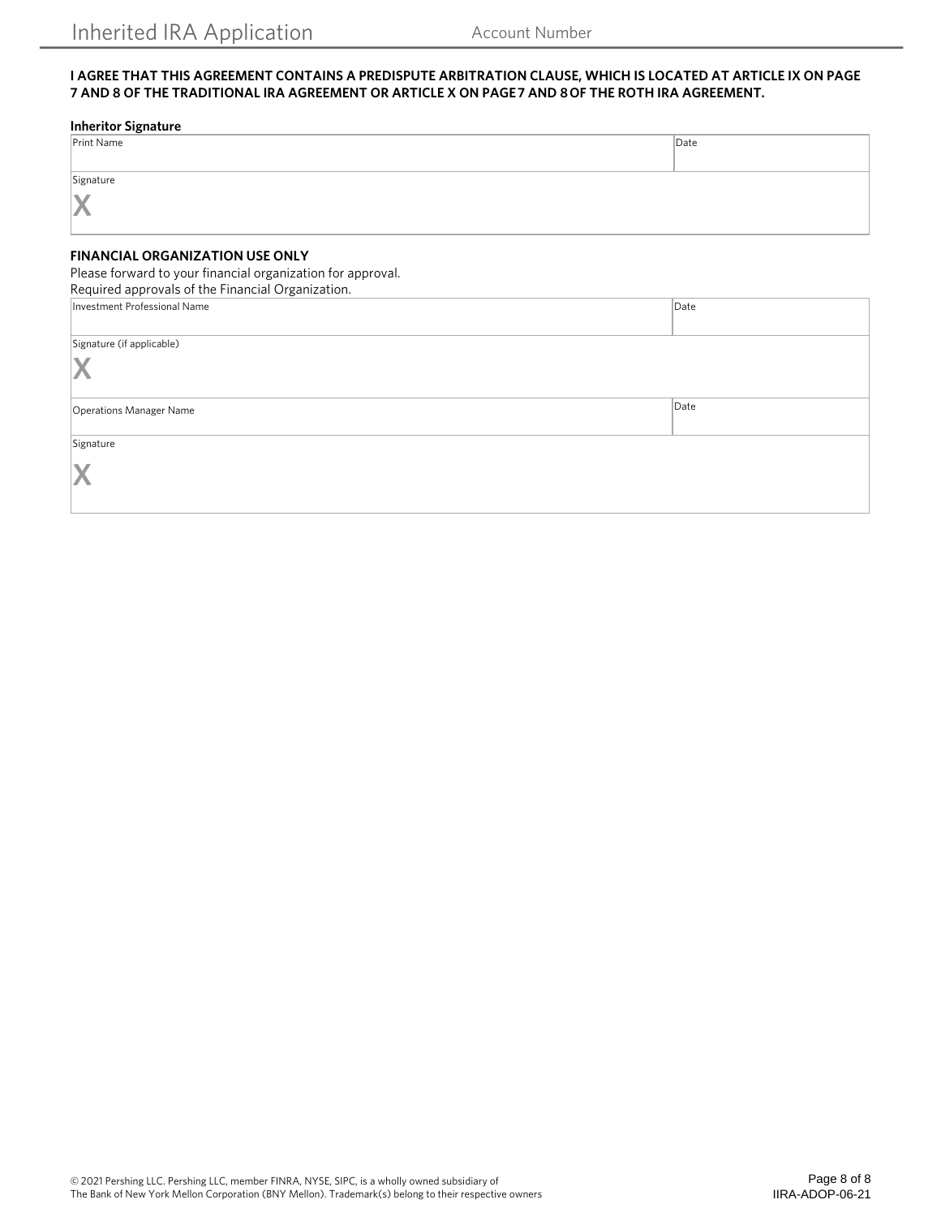**I AGREE THAT THIS AGREEMENT CONTAINS A PREDISPUTE ARBITRATION CLAUSE, WHICH IS LOCATED AT ARTICLE IX ON PAGE 7 AND 8 OF THE TRADITIONAL IRA AGREEMENT OR ARTICLE X ON PAGE 7 AND 8 OF THE ROTH IRA AGREEMENT.**

**Inheritor Signature**

| | |
|---|---|
| Print Name | Date |
| Signature<br>X | |

**FINANCIAL ORGANIZATION USE ONLY**

Please forward to your financial organization for approval.
Required approvals of the Financial Organization.

| | |
|---|---|
| Investment Professional Name | Date |
| Signature (if applicable)<br>X | |
| Operations Manager Name | Date |
| Signature<br>X | |

© 2021 Pershing LLC. Pershing LLC, member FINRA, NYSE, SIPC, is a wholly owned subsidiary of The Bank of New York Mellon Corporation (BNY Mellon). Trademark(s) belong to their respective owners

IIRA-ADOP-06-21